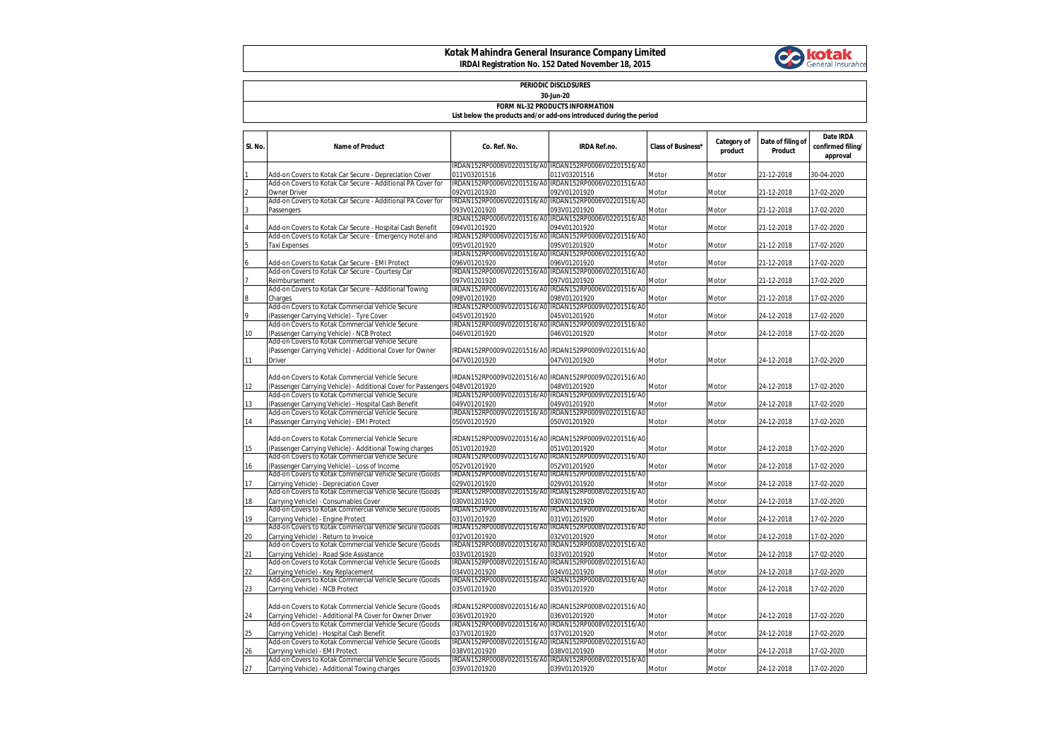# Kotak Mahindra General Insurance Company Limited

**IRDAI Registration No. 152 Dated November 18, 2015**

**PERIODIC DISCLOSURES**

**30-Jun-20**

**FORM NL-32 PRODUCTS INFORMATION**

**List below the products and/or add-ons introduced during the period**

| Sl. No. | Name of Product | Co. Ref. No. | IRDA Ref.no. | Class of Business* | Category of product | Date of filing of Product | Date IRDA confirmed filing/ approval |
|---|---|---|---|---|---|---|---|
| 1 | Add-on Covers to Kotak Car Secure - Depreciation Cover | IRDAN152RP0006V02201516/A0011V03201516 | IRDAN152RP0006V02201516/A0011V03201516 | Motor | Motor | 21-12-2018 | 30-04-2020 |
| 2 | Add-on Covers to Kotak Car Secure - Additional PA Cover for Owner Driver | IRDAN152RP0006V02201516/A0092V01201920 | IRDAN152RP0006V02201516/A0092V01201920 | Motor | Motor | 21-12-2018 | 17-02-2020 |
| 3 | Add-on Covers to Kotak Car Secure - Additional PA Cover for Passengers | IRDAN152RP0006V02201516/A0093V01201920 | IRDAN152RP0006V02201516/A0093V01201920 | Motor | Motor | 21-12-2018 | 17-02-2020 |
| 4 | Add-on Covers to Kotak Car Secure - Hospital Cash Benefit | IRDAN152RP0006V02201516/A0094V01201920 | IRDAN152RP0006V02201516/A0094V01201920 | Motor | Motor | 21-12-2018 | 17-02-2020 |
| 5 | Add-on Covers to Kotak Car Secure - Emergency Hotel and Taxi Expenses | IRDAN152RP0006V02201516/A0095V01201920 | IRDAN152RP0006V02201516/A0095V01201920 | Motor | Motor | 21-12-2018 | 17-02-2020 |
| 6 | Add-on Covers to Kotak Car Secure - EMI Protect | IRDAN152RP0006V02201516/A0096V01201920 | IRDAN152RP0006V02201516/A0096V01201920 | Motor | Motor | 21-12-2018 | 17-02-2020 |
| 7 | Add-on Covers to Kotak Car Secure - Courtesy Car Reimbursement | IRDAN152RP0006V02201516/A0097V01201920 | IRDAN152RP0006V02201516/A0097V01201920 | Motor | Motor | 21-12-2018 | 17-02-2020 |
| 8 | Add-on Covers to Kotak Car Secure - Additional Towing Charges | IRDAN152RP0006V02201516/A0098V01201920 | IRDAN152RP0006V02201516/A0098V01201920 | Motor | Motor | 21-12-2018 | 17-02-2020 |
| 9 | Add-on Covers to Kotak Commercial Vehicle Secure (Passenger Carrying Vehicle) - Tyre Cover | IRDAN152RP0009V02201516/A0045V01201920 | IRDAN152RP0009V02201516/A0045V01201920 | Motor | Motor | 24-12-2018 | 17-02-2020 |
| 10 | Add-on Covers to Kotak Commercial Vehicle Secure (Passenger Carrying Vehicle) - NCB Protect | IRDAN152RP0009V02201516/A0046V01201920 | IRDAN152RP0009V02201516/A0046V01201920 | Motor | Motor | 24-12-2018 | 17-02-2020 |
| 11 | Add-on Covers to Kotak Commercial Vehicle Secure (Passenger Carrying Vehicle) - Additional Cover for Owner Driver | IRDAN152RP0009V02201516/A0047V01201920 | IRDAN152RP0009V02201516/A0047V01201920 | Motor | Motor | 24-12-2018 | 17-02-2020 |
| 12 | Add-on Covers to Kotak Commercial Vehicle Secure (Passenger Carrying Vehicle) - Additional Cover for Passengers | IRDAN152RP0009V02201516/A0048V01201920 | IRDAN152RP0009V02201516/A0048V01201920 | Motor | Motor | 24-12-2018 | 17-02-2020 |
| 13 | Add-on Covers to Kotak Commercial Vehicle Secure (Passenger Carrying Vehicle) - Hospital Cash Benefit | IRDAN152RP0009V02201516/A0049V01201920 | IRDAN152RP0009V02201516/A0049V01201920 | Motor | Motor | 24-12-2018 | 17-02-2020 |
| 14 | Add-on Covers to Kotak Commercial Vehicle Secure (Passenger Carrying Vehicle) - EMI Protect | IRDAN152RP0009V02201516/A0050V01201920 | IRDAN152RP0009V02201516/A0050V01201920 | Motor | Motor | 24-12-2018 | 17-02-2020 |
| 15 | Add-on Covers to Kotak Commercial Vehicle Secure (Passenger Carrying Vehicle) - Additional Towing charges | IRDAN152RP0009V02201516/A0051V01201920 | IRDAN152RP0009V02201516/A0051V01201920 | Motor | Motor | 24-12-2018 | 17-02-2020 |
| 16 | Add-on Covers to Kotak Commercial Vehicle Secure (Passenger Carrying Vehicle) - Loss of Income | IRDAN152RP0009V02201516/A0052V01201920 | IRDAN152RP0009V02201516/A0052V01201920 | Motor | Motor | 24-12-2018 | 17-02-2020 |
| 17 | Add-on Covers to Kotak Commercial Vehicle Secure (Goods Carrying Vehicle) - Depreciation Cover | IRDAN152RP0008V02201516/A0029V01201920 | IRDAN152RP0008V02201516/A0029V01201920 | Motor | Motor | 24-12-2018 | 17-02-2020 |
| 18 | Add-on Covers to Kotak Commercial Vehicle Secure (Goods Carrying Vehicle) - Consumables Cover | IRDAN152RP0008V02201516/A0030V01201920 | IRDAN152RP0008V02201516/A0030V01201920 | Motor | Motor | 24-12-2018 | 17-02-2020 |
| 19 | Add-on Covers to Kotak Commercial Vehicle Secure (Goods Carrying Vehicle) - Engine Protect | IRDAN152RP0008V02201516/A0031V01201920 | IRDAN152RP0008V02201516/A0031V01201920 | Motor | Motor | 24-12-2018 | 17-02-2020 |
| 20 | Add-on Covers to Kotak Commercial Vehicle Secure (Goods Carrying Vehicle) - Return to Invoice | IRDAN152RP0008V02201516/A0032V01201920 | IRDAN152RP0008V02201516/A0032V01201920 | Motor | Motor | 24-12-2018 | 17-02-2020 |
| 21 | Add-on Covers to Kotak Commercial Vehicle Secure (Goods Carrying Vehicle) - Road Side Assistance | IRDAN152RP0008V02201516/A0033V01201920 | IRDAN152RP0008V02201516/A0033V01201920 | Motor | Motor | 24-12-2018 | 17-02-2020 |
| 22 | Add-on Covers to Kotak Commercial Vehicle Secure (Goods Carrying Vehicle) - Key Replacement | IRDAN152RP0008V02201516/A0034V01201920 | IRDAN152RP0008V02201516/A0034V01201920 | Motor | Motor | 24-12-2018 | 17-02-2020 |
| 23 | Add-on Covers to Kotak Commercial Vehicle Secure (Goods Carrying Vehicle) - NCB Protect | IRDAN152RP0008V02201516/A0035V01201920 | IRDAN152RP0008V02201516/A0035V01201920 | Motor | Motor | 24-12-2018 | 17-02-2020 |
| 24 | Add-on Covers to Kotak Commercial Vehicle Secure (Goods Carrying Vehicle) - Additional PA Cover for Owner Driver | IRDAN152RP0008V02201516/A0036V01201920 | IRDAN152RP0008V02201516/A0036V01201920 | Motor | Motor | 24-12-2018 | 17-02-2020 |
| 25 | Add-on Covers to Kotak Commercial Vehicle Secure (Goods Carrying Vehicle) - Hospital Cash Benefit | IRDAN152RP0008V02201516/A0037V01201920 | IRDAN152RP0008V02201516/A0037V01201920 | Motor | Motor | 24-12-2018 | 17-02-2020 |
| 26 | Add-on Covers to Kotak Commercial Vehicle Secure (Goods Carrying Vehicle) - EMI Protect | IRDAN152RP0008V02201516/A0038V01201920 | IRDAN152RP0008V02201516/A0038V01201920 | Motor | Motor | 24-12-2018 | 17-02-2020 |
| 27 | Add-on Covers to Kotak Commercial Vehicle Secure (Goods Carrying Vehicle) - Additional Towing charges | IRDAN152RP0008V02201516/A0039V01201920 | IRDAN152RP0008V02201516/A0039V01201920 | Motor | Motor | 24-12-2018 | 17-02-2020 |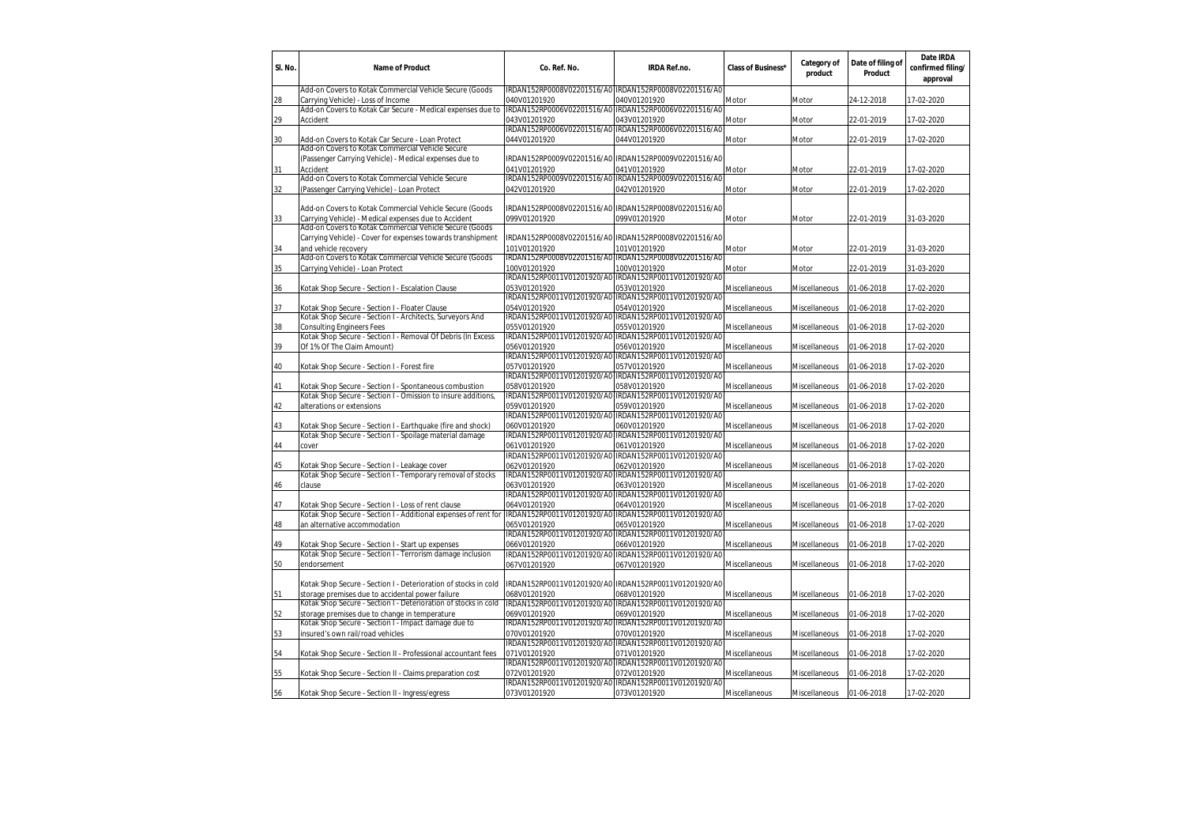| Sl. No. | Name of Product | Co. Ref. No. | IRDA Ref.no. | Class of Business* | Category of product | Date of filing of Product | Date IRDA confirmed filing/ approval |
|---|---|---|---|---|---|---|---|
| 28 | Add-on Covers to Kotak Commercial Vehicle Secure (Goods Carrying Vehicle) - Loss of Income | IRDAN152RP0008V02201516/A0040V01201920 | IRDAN152RP0008V02201516/A0040V01201920 | Motor | Motor | 24-12-2018 | 17-02-2020 |
| 29 | Add-on Covers to Kotak Car Secure - Medical expenses due to Accident | IRDAN152RP0006V02201516/A0043V01201920 | IRDAN152RP0006V02201516/A0043V01201920 | Motor | Motor | 22-01-2019 | 17-02-2020 |
| 30 | Add-on Covers to Kotak Car Secure - Loan Protect | IRDAN152RP0006V02201516/A0044V01201920 | IRDAN152RP0006V02201516/A0044V01201920 | Motor | Motor | 22-01-2019 | 17-02-2020 |
| 31 | Add-on Covers to Kotak Commercial Vehicle Secure (Passenger Carrying Vehicle) - Medical expenses due to Accident | IRDAN152RP0009V02201516/A0041V01201920 | IRDAN152RP0009V02201516/A0041V01201920 | Motor | Motor | 22-01-2019 | 17-02-2020 |
| 32 | Add-on Covers to Kotak Commercial Vehicle Secure (Passenger Carrying Vehicle) - Loan Protect | IRDAN152RP0009V02201516/A0042V01201920 | IRDAN152RP0009V02201516/A0042V01201920 | Motor | Motor | 22-01-2019 | 17-02-2020 |
| 33 | Add-on Covers to Kotak Commercial Vehicle Secure (Goods Carrying Vehicle) - Medical expenses due to Accident | IRDAN152RP0008V02201516/A0099V01201920 | IRDAN152RP0008V02201516/A0099V01201920 | Motor | Motor | 22-01-2019 | 31-03-2020 |
| 34 | Add-on Covers to Kotak Commercial Vehicle Secure (Goods Carrying Vehicle) - Cover for expenses towards transhipment and vehicle recovery | IRDAN152RP0008V02201516/A0101V01201920 | IRDAN152RP0008V02201516/A0101V01201920 | Motor | Motor | 22-01-2019 | 31-03-2020 |
| 35 | Add-on Covers to Kotak Commercial Vehicle Secure (Goods Carrying Vehicle) - Loan Protect | IRDAN152RP0008V02201516/A0100V01201920 | IRDAN152RP0008V02201516/A0100V01201920 | Motor | Motor | 22-01-2019 | 31-03-2020 |
| 36 | Kotak Shop Secure - Section I - Escalation Clause | IRDAN152RP0011V01201920/A0053V01201920 | IRDAN152RP0011V01201920/A0053V01201920 | Miscellaneous | Miscellaneous | 01-06-2018 | 17-02-2020 |
| 37 | Kotak Shop Secure - Section I - Floater Clause | IRDAN152RP0011V01201920/A0054V01201920 | IRDAN152RP0011V01201920/A0054V01201920 | Miscellaneous | Miscellaneous | 01-06-2018 | 17-02-2020 |
| 38 | Kotak Shop Secure - Section I - Architects, Surveyors And Consulting Engineers Fees | IRDAN152RP0011V01201920/A0055V01201920 | IRDAN152RP0011V01201920/A0055V01201920 | Miscellaneous | Miscellaneous | 01-06-2018 | 17-02-2020 |
| 39 | Kotak Shop Secure - Section I - Removal Of Debris (In Excess Of 1% Of The Claim Amount) | IRDAN152RP0011V01201920/A0056V01201920 | IRDAN152RP0011V01201920/A0056V01201920 | Miscellaneous | Miscellaneous | 01-06-2018 | 17-02-2020 |
| 40 | Kotak Shop Secure - Section I - Forest fire | IRDAN152RP0011V01201920/A0057V01201920 | IRDAN152RP0011V01201920/A0057V01201920 | Miscellaneous | Miscellaneous | 01-06-2018 | 17-02-2020 |
| 41 | Kotak Shop Secure - Section I - Spontaneous combustion | IRDAN152RP0011V01201920/A0058V01201920 | IRDAN152RP0011V01201920/A0058V01201920 | Miscellaneous | Miscellaneous | 01-06-2018 | 17-02-2020 |
| 42 | Kotak Shop Secure - Section I - Omission to insure additions, alterations or extensions | IRDAN152RP0011V01201920/A0059V01201920 | IRDAN152RP0011V01201920/A0059V01201920 | Miscellaneous | Miscellaneous | 01-06-2018 | 17-02-2020 |
| 43 | Kotak Shop Secure - Section I - Earthquake (fire and shock) | IRDAN152RP0011V01201920/A0060V01201920 | IRDAN152RP0011V01201920/A0060V01201920 | Miscellaneous | Miscellaneous | 01-06-2018 | 17-02-2020 |
| 44 | Kotak Shop Secure - Section I - Spoilage material damage cover | IRDAN152RP0011V01201920/A0061V01201920 | IRDAN152RP0011V01201920/A0061V01201920 | Miscellaneous | Miscellaneous | 01-06-2018 | 17-02-2020 |
| 45 | Kotak Shop Secure - Section I - Leakage cover | IRDAN152RP0011V01201920/A0062V01201920 | IRDAN152RP0011V01201920/A0062V01201920 | Miscellaneous | Miscellaneous | 01-06-2018 | 17-02-2020 |
| 46 | Kotak Shop Secure - Section I - Temporary removal of stocks clause | IRDAN152RP0011V01201920/A0063V01201920 | IRDAN152RP0011V01201920/A0063V01201920 | Miscellaneous | Miscellaneous | 01-06-2018 | 17-02-2020 |
| 47 | Kotak Shop Secure - Section I - Loss of rent clause | IRDAN152RP0011V01201920/A0064V01201920 | IRDAN152RP0011V01201920/A0064V01201920 | Miscellaneous | Miscellaneous | 01-06-2018 | 17-02-2020 |
| 48 | Kotak Shop Secure - Section I - Additional expenses of rent for an alternative accommodation | IRDAN152RP0011V01201920/A0065V01201920 | IRDAN152RP0011V01201920/A0065V01201920 | Miscellaneous | Miscellaneous | 01-06-2018 | 17-02-2020 |
| 49 | Kotak Shop Secure - Section I - Start up expenses | IRDAN152RP0011V01201920/A0066V01201920 | IRDAN152RP0011V01201920/A0066V01201920 | Miscellaneous | Miscellaneous | 01-06-2018 | 17-02-2020 |
| 50 | Kotak Shop Secure - Section I - Terrorism damage inclusion endorsement | IRDAN152RP0011V01201920/A0067V01201920 | IRDAN152RP0011V01201920/A0067V01201920 | Miscellaneous | Miscellaneous | 01-06-2018 | 17-02-2020 |
| 51 | Kotak Shop Secure - Section I - Deterioration of stocks in cold storage premises due to accidental power failure | IRDAN152RP0011V01201920/A0068V01201920 | IRDAN152RP0011V01201920/A0068V01201920 | Miscellaneous | Miscellaneous | 01-06-2018 | 17-02-2020 |
| 52 | Kotak Shop Secure - Section I - Deterioration of stocks in cold storage premises due to change in temperature | IRDAN152RP0011V01201920/A0069V01201920 | IRDAN152RP0011V01201920/A0069V01201920 | Miscellaneous | Miscellaneous | 01-06-2018 | 17-02-2020 |
| 53 | Kotak Shop Secure - Section I - Impact damage due to insured's own rail/road vehicles | IRDAN152RP0011V01201920/A0070V01201920 | IRDAN152RP0011V01201920/A0070V01201920 | Miscellaneous | Miscellaneous | 01-06-2018 | 17-02-2020 |
| 54 | Kotak Shop Secure - Section II - Professional accountant fees | IRDAN152RP0011V01201920/A0071V01201920 | IRDAN152RP0011V01201920/A0071V01201920 | Miscellaneous | Miscellaneous | 01-06-2018 | 17-02-2020 |
| 55 | Kotak Shop Secure - Section II - Claims preparation cost | IRDAN152RP0011V01201920/A0072V01201920 | IRDAN152RP0011V01201920/A0072V01201920 | Miscellaneous | Miscellaneous | 01-06-2018 | 17-02-2020 |
| 56 | Kotak Shop Secure - Section II - Ingress/egress | IRDAN152RP0011V01201920/A0073V01201920 | IRDAN152RP0011V01201920/A0073V01201920 | Miscellaneous | Miscellaneous | 01-06-2018 | 17-02-2020 |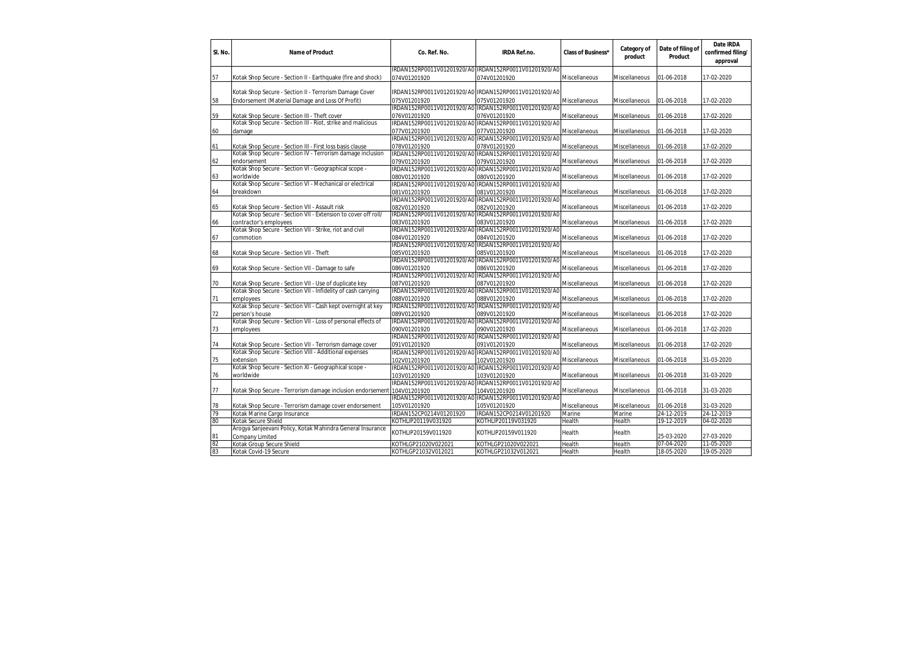| Sl. No. | Name of Product | Co. Ref. No. | IRDA Ref.no. | Class of Business* | Category of product | Date of filing of Product | Date IRDA confirmed filing/ approval |
|---|---|---|---|---|---|---|---|
| 57 | Kotak Shop Secure - Section II - Earthquake (fire and shock) | IRDAN152RP0011V01201920/A0074V01201920 | IRDAN152RP0011V01201920/A0074V01201920 | Miscellaneous | Miscellaneous | 01-06-2018 | 17-02-2020 |
| 58 | Kotak Shop Secure - Section II - Terrorism Damage Cover Endorsement (Material Damage and Loss Of Profit) | IRDAN152RP0011V01201920/A0075V01201920 | IRDAN152RP0011V01201920/A0075V01201920 | Miscellaneous | Miscellaneous | 01-06-2018 | 17-02-2020 |
| 59 | Kotak Shop Secure - Section III - Theft cover | IRDAN152RP0011V01201920/A0076V01201920 | IRDAN152RP0011V01201920/A0076V01201920 | Miscellaneous | Miscellaneous | 01-06-2018 | 17-02-2020 |
| 60 | Kotak Shop Secure - Section III - Riot, strike and malicious damage | IRDAN152RP0011V01201920/A0077V01201920 | IRDAN152RP0011V01201920/A0077V01201920 | Miscellaneous | Miscellaneous | 01-06-2018 | 17-02-2020 |
| 61 | Kotak Shop Secure - Section III - First loss basis clause | IRDAN152RP0011V01201920/A0078V01201920 | IRDAN152RP0011V01201920/A0078V01201920 | Miscellaneous | Miscellaneous | 01-06-2018 | 17-02-2020 |
| 62 | Kotak Shop Secure - Section IV - Terrorism damage inclusion endorsement | IRDAN152RP0011V01201920/A0079V01201920 | IRDAN152RP0011V01201920/A0079V01201920 | Miscellaneous | Miscellaneous | 01-06-2018 | 17-02-2020 |
| 63 | Kotak Shop Secure - Section VI - Geographical scope - worldwide | IRDAN152RP0011V01201920/A0080V01201920 | IRDAN152RP0011V01201920/A0080V01201920 | Miscellaneous | Miscellaneous | 01-06-2018 | 17-02-2020 |
| 64 | Kotak Shop Secure - Section VI - Mechanical or electrical breakdown | IRDAN152RP0011V01201920/A0081V01201920 | IRDAN152RP0011V01201920/A0081V01201920 | Miscellaneous | Miscellaneous | 01-06-2018 | 17-02-2020 |
| 65 | Kotak Shop Secure - Section VII - Assault risk | IRDAN152RP0011V01201920/A0082V01201920 | IRDAN152RP0011V01201920/A0082V01201920 | Miscellaneous | Miscellaneous | 01-06-2018 | 17-02-2020 |
| 66 | Kotak Shop Secure - Section VII - Extension to cover off roll/ contractor's employees | IRDAN152RP0011V01201920/A0083V01201920 | IRDAN152RP0011V01201920/A0083V01201920 | Miscellaneous | Miscellaneous | 01-06-2018 | 17-02-2020 |
| 67 | Kotak Shop Secure - Section VII - Strike, riot and civil commotion | IRDAN152RP0011V01201920/A0084V01201920 | IRDAN152RP0011V01201920/A0084V01201920 | Miscellaneous | Miscellaneous | 01-06-2018 | 17-02-2020 |
| 68 | Kotak Shop Secure - Section VII - Theft | IRDAN152RP0011V01201920/A0085V01201920 | IRDAN152RP0011V01201920/A0085V01201920 | Miscellaneous | Miscellaneous | 01-06-2018 | 17-02-2020 |
| 69 | Kotak Shop Secure - Section VII - Damage to safe | IRDAN152RP0011V01201920/A0086V01201920 | IRDAN152RP0011V01201920/A0086V01201920 | Miscellaneous | Miscellaneous | 01-06-2018 | 17-02-2020 |
| 70 | Kotak Shop Secure - Section VII - Use of duplicate key | IRDAN152RP0011V01201920/A0087V01201920 | IRDAN152RP0011V01201920/A0087V01201920 | Miscellaneous | Miscellaneous | 01-06-2018 | 17-02-2020 |
| 71 | Kotak Shop Secure - Section VII - Infidelity of cash carrying employees | IRDAN152RP0011V01201920/A0088V01201920 | IRDAN152RP0011V01201920/A0088V01201920 | Miscellaneous | Miscellaneous | 01-06-2018 | 17-02-2020 |
| 72 | Kotak Shop Secure - Section VII - Cash kept overnight at key person's house | IRDAN152RP0011V01201920/A0089V01201920 | IRDAN152RP0011V01201920/A0089V01201920 | Miscellaneous | Miscellaneous | 01-06-2018 | 17-02-2020 |
| 73 | Kotak Shop Secure - Section VII - Loss of personal effects of employees | IRDAN152RP0011V01201920/A0090V01201920 | IRDAN152RP0011V01201920/A0090V01201920 | Miscellaneous | Miscellaneous | 01-06-2018 | 17-02-2020 |
| 74 | Kotak Shop Secure - Section VII - Terrorism damage cover | IRDAN152RP0011V01201920/A0091V01201920 | IRDAN152RP0011V01201920/A0091V01201920 | Miscellaneous | Miscellaneous | 01-06-2018 | 17-02-2020 |
| 75 | Kotak Shop Secure - Section VIII - Additional expenses extension | IRDAN152RP0011V01201920/A0102V01201920 | IRDAN152RP0011V01201920/A0102V01201920 | Miscellaneous | Miscellaneous | 01-06-2018 | 31-03-2020 |
| 76 | Kotak Shop Secure - Section XI - Geographical scope - worldwide | IRDAN152RP0011V01201920/A0103V01201920 | IRDAN152RP0011V01201920/A0103V01201920 | Miscellaneous | Miscellaneous | 01-06-2018 | 31-03-2020 |
| 77 | Kotak Shop Secure - Terrorism damage inclusion endorsement | IRDAN152RP0011V01201920/A0104V01201920 | IRDAN152RP0011V01201920/A0104V01201920 | Miscellaneous | Miscellaneous | 01-06-2018 | 31-03-2020 |
| 78 | Kotak Shop Secure - Terrorism damage cover endorsement | IRDAN152RP0011V01201920/A0105V01201920 | IRDAN152RP0011V01201920/A0105V01201920 | Miscellaneous | Miscellaneous | 01-06-2018 | 31-03-2020 |
| 79 | Kotak Marine Cargo Insurance | IRDAN152CP0214V01201920 | IRDAN152CP0214V01201920 | Marine | Marine | 24-12-2019 | 24-12-2019 |
| 80 | Kotak Secure Shield | KOTHLIP20119V031920 | KOTHLIP20119V031920 | Health | Health | 19-12-2019 | 04-02-2020 |
| 81 | Arogya Sanjeevani Policy, Kotak Mahindra General Insurance Company Limited | KOTHLIP20159V011920 | KOTHLIP20159V011920 | Health | Health | 25-03-2020 | 27-03-2020 |
| 82 | Kotak Group Secure Shield | KOTHLGP21020V022021 | KOTHLGP21020V022021 | Health | Health | 07-04-2020 | 11-05-2020 |
| 83 | Kotak Covid-19 Secure | KOTHLGP21032V012021 | KOTHLGP21032V012021 | Health | Health | 18-05-2020 | 19-05-2020 |